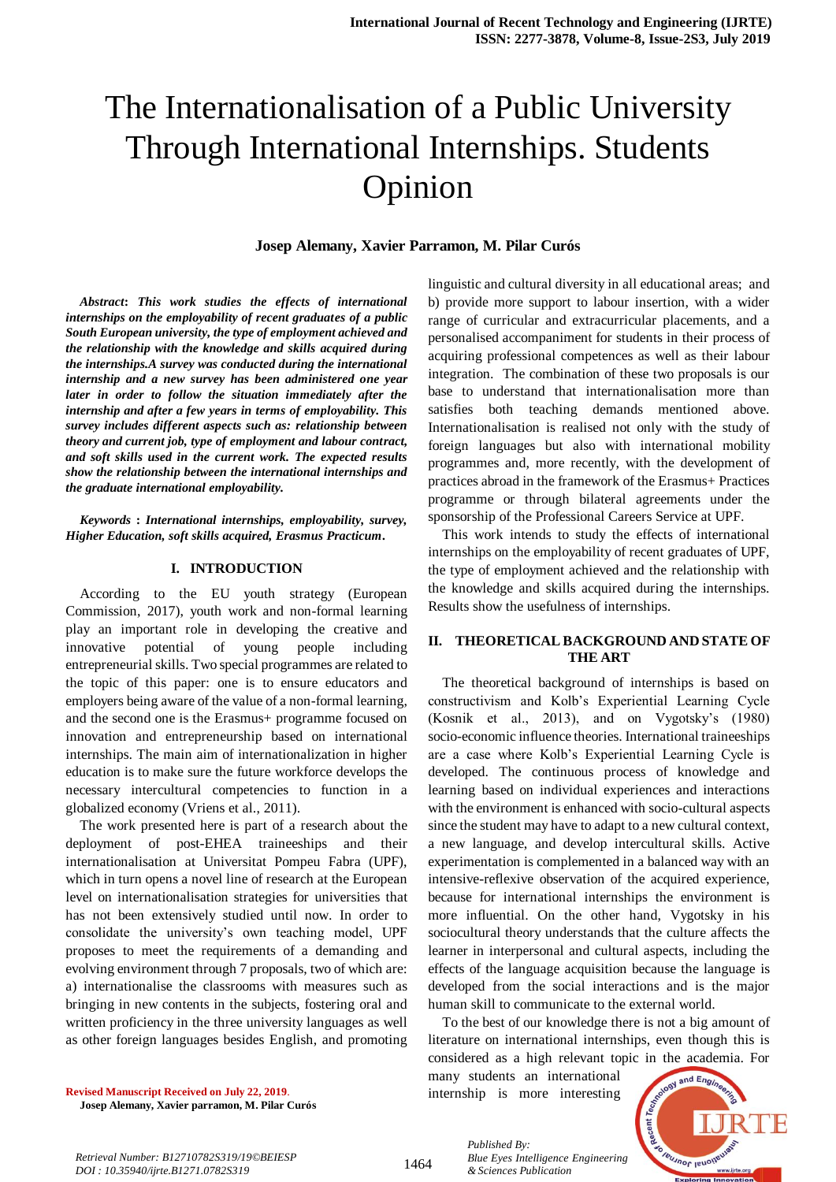# The Internationalisation of a Public University Through International Internships. Students Opinion

**Josep Alemany, Xavier Parramon, M. Pilar Curós**

***Abstract*****:** ***This work studies the effects of international internships on the employability of recent graduates of a public South European university, the type of employment achieved and the relationship with the knowledge and skills acquired during the internships.A survey was conducted during the international internship and a new survey has been administered one year later in order to follow the situation immediately after the internship and after a few years in terms of employability. This survey includes different aspects such as: relationship between theory and current job, type of employment and labour contract, and soft skills used in the current work. The expected results show the relationship between the international internships and the graduate international employability.***

***Keywords*** **:** ***International internships, employability, survey, Higher Education, soft skills acquired, Erasmus Practicum*****.**

## I. INTRODUCTION

According to the EU youth strategy (European Commission, 2017), youth work and non-formal learning play an important role in developing the creative and innovative potential of young people including entrepreneurial skills. Two special programmes are related to the topic of this paper: one is to ensure educators and employers being aware of the value of a non-formal learning, and the second one is the Erasmus+ programme focused on innovation and entrepreneurship based on international internships. The main aim of internationalization in higher education is to make sure the future workforce develops the necessary intercultural competencies to function in a globalized economy (Vriens et al., 2011).

The work presented here is part of a research about the deployment of post-EHEA traineeships and their internationalisation at Universitat Pompeu Fabra (UPF), which in turn opens a novel line of research at the European level on internationalisation strategies for universities that has not been extensively studied until now. In order to consolidate the university's own teaching model, UPF proposes to meet the requirements of a demanding and evolving environment through 7 proposals, two of which are: a) internationalise the classrooms with measures such as bringing in new contents in the subjects, fostering oral and written proficiency in the three university languages as well as other foreign languages besides English, and promoting linguistic and cultural diversity in all educational areas; and b) provide more support to labour insertion, with a wider range of curricular and extracurricular placements, and a personalised accompaniment for students in their process of acquiring professional competences as well as their labour integration. The combination of these two proposals is our base to understand that internationalisation more than satisfies both teaching demands mentioned above. Internationalisation is realised not only with the study of foreign languages but also with international mobility programmes and, more recently, with the development of practices abroad in the framework of the Erasmus+ Practices programme or through bilateral agreements under the sponsorship of the Professional Careers Service at UPF.

This work intends to study the effects of international internships on the employability of recent graduates of UPF, the type of employment achieved and the relationship with the knowledge and skills acquired during the internships. Results show the usefulness of internships.

## II. THEORETICAL BACKGROUND AND STATE OF THE ART

The theoretical background of internships is based on constructivism and Kolb's Experiential Learning Cycle (Kosnik et al., 2013), and on Vygotsky's (1980) socio-economic influence theories. International traineeships are a case where Kolb's Experiential Learning Cycle is developed. The continuous process of knowledge and learning based on individual experiences and interactions with the environment is enhanced with socio-cultural aspects since the student may have to adapt to a new cultural context, a new language, and develop intercultural skills. Active experimentation is complemented in a balanced way with an intensive-reflexive observation of the acquired experience, because for international internships the environment is more influential. On the other hand, Vygotsky in his sociocultural theory understands that the culture affects the learner in interpersonal and cultural aspects, including the effects of the language acquisition because the language is developed from the social interactions and is the major human skill to communicate to the external world.

To the best of our knowledge there is not a big amount of literature on international internships, even though this is considered as a high relevant topic in the academia. For many students an international internship is more interesting

**Revised Manuscript Received on July 22, 2019**.
**Josep Alemany, Xavier parramon, M. Pilar Curós**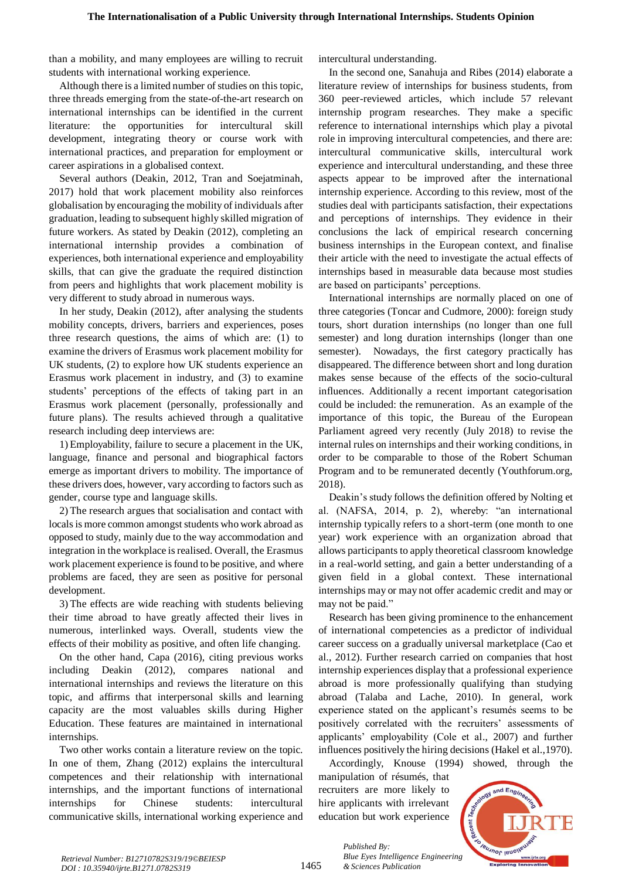than a mobility, and many employees are willing to recruit students with international working experience.

Although there is a limited number of studies on this topic, three threads emerging from the state-of-the-art research on international internships can be identified in the current literature: the opportunities for intercultural skill development, integrating theory or course work with international practices, and preparation for employment or career aspirations in a globalised context.

Several authors (Deakin, 2012, Tran and Soejatminah, 2017) hold that work placement mobility also reinforces globalisation by encouraging the mobility of individuals after graduation, leading to subsequent highly skilled migration of future workers. As stated by Deakin (2012), completing an international internship provides a combination of experiences, both international experience and employability skills, that can give the graduate the required distinction from peers and highlights that work placement mobility is very different to study abroad in numerous ways.

In her study, Deakin (2012), after analysing the students mobility concepts, drivers, barriers and experiences, poses three research questions, the aims of which are: (1) to examine the drivers of Erasmus work placement mobility for UK students, (2) to explore how UK students experience an Erasmus work placement in industry, and (3) to examine students' perceptions of the effects of taking part in an Erasmus work placement (personally, professionally and future plans). The results achieved through a qualitative research including deep interviews are:

1) Employability, failure to secure a placement in the UK, language, finance and personal and biographical factors emerge as important drivers to mobility. The importance of these drivers does, however, vary according to factors such as gender, course type and language skills.

2) The research argues that socialisation and contact with locals is more common amongst students who work abroad as opposed to study, mainly due to the way accommodation and integration in the workplace is realised. Overall, the Erasmus work placement experience is found to be positive, and where problems are faced, they are seen as positive for personal development.

3) The effects are wide reaching with students believing their time abroad to have greatly affected their lives in numerous, interlinked ways. Overall, students view the effects of their mobility as positive, and often life changing.

On the other hand, Capa (2016), citing previous works including Deakin (2012), compares national and international internships and reviews the literature on this topic, and affirms that interpersonal skills and learning capacity are the most valuables skills during Higher Education. These features are maintained in international internships.

Two other works contain a literature review on the topic. In one of them, Zhang (2012) explains the intercultural competences and their relationship with international internships, and the important functions of international internships for Chinese students: intercultural communicative skills, international working experience and intercultural understanding.

In the second one, Sanahuja and Ribes (2014) elaborate a literature review of internships for business students, from 360 peer-reviewed articles, which include 57 relevant internship program researches. They make a specific reference to international internships which play a pivotal role in improving intercultural competencies, and there are: intercultural communicative skills, intercultural work experience and intercultural understanding, and these three aspects appear to be improved after the international internship experience. According to this review, most of the studies deal with participants satisfaction, their expectations and perceptions of internships. They evidence in their conclusions the lack of empirical research concerning business internships in the European context, and finalise their article with the need to investigate the actual effects of internships based in measurable data because most studies are based on participants' perceptions.

International internships are normally placed on one of three categories (Toncar and Cudmore, 2000): foreign study tours, short duration internships (no longer than one full semester) and long duration internships (longer than one semester). Nowadays, the first category practically has disappeared. The difference between short and long duration makes sense because of the effects of the socio-cultural influences. Additionally a recent important categorisation could be included: the remuneration. As an example of the importance of this topic, the Bureau of the European Parliament agreed very recently (July 2018) to revise the internal rules on internships and their working conditions, in order to be comparable to those of the Robert Schuman Program and to be remunerated decently (Youthforum.org, 2018).

Deakin's study follows the definition offered by Nolting et al. (NAFSA, 2014, p. 2), whereby: "an international internship typically refers to a short-term (one month to one year) work experience with an organization abroad that allows participants to apply theoretical classroom knowledge in a real-world setting, and gain a better understanding of a given field in a global context. These international internships may or may not offer academic credit and may or may not be paid."

Research has been giving prominence to the enhancement of international competencies as a predictor of individual career success on a gradually universal marketplace (Cao et al., 2012). Further research carried on companies that host internship experiences display that a professional experience abroad is more professionally qualifying than studying abroad (Talaba and Lache, 2010). In general, work experience stated on the applicant's resumés seems to be positively correlated with the recruiters' assessments of applicants' employability (Cole et al., 2007) and further influences positively the hiring decisions (Hakel et al.,1970).

Accordingly, Knouse (1994) showed, through the manipulation of résumés, that recruiters are more likely to hire applicants with irrelevant education but work experience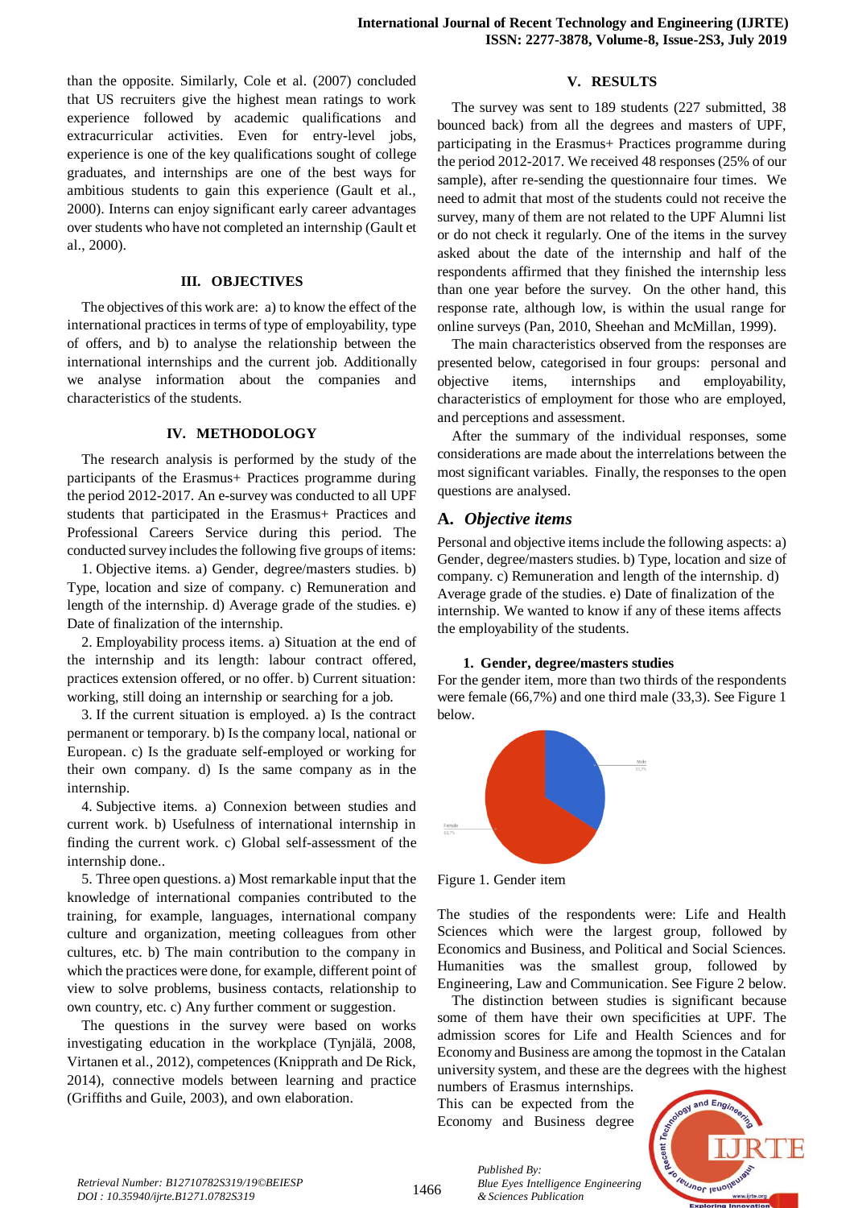than the opposite. Similarly, Cole et al. (2007) concluded that US recruiters give the highest mean ratings to work experience followed by academic qualifications and extracurricular activities. Even for entry-level jobs, experience is one of the key qualifications sought of college graduates, and internships are one of the best ways for ambitious students to gain this experience (Gault et al., 2000). Interns can enjoy significant early career advantages over students who have not completed an internship (Gault et al., 2000).

## III. OBJECTIVES

The objectives of this work are: a) to know the effect of the international practices in terms of type of employability, type of offers, and b) to analyse the relationship between the international internships and the current job. Additionally we analyse information about the companies and characteristics of the students.

## IV. METHODOLOGY

The research analysis is performed by the study of the participants of the Erasmus+ Practices programme during the period 2012-2017. An e-survey was conducted to all UPF students that participated in the Erasmus+ Practices and Professional Careers Service during this period. The conducted survey includes the following five groups of items:

1. Objective items. a) Gender, degree/masters studies. b) Type, location and size of company. c) Remuneration and length of the internship. d) Average grade of the studies. e) Date of finalization of the internship.

2. Employability process items. a) Situation at the end of the internship and its length: labour contract offered, practices extension offered, or no offer. b) Current situation: working, still doing an internship or searching for a job.

3. If the current situation is employed. a) Is the contract permanent or temporary. b) Is the company local, national or European. c) Is the graduate self-employed or working for their own company. d) Is the same company as in the internship.

4. Subjective items. a) Connexion between studies and current work. b) Usefulness of international internship in finding the current work. c) Global self-assessment of the internship done..

5. Three open questions. a) Most remarkable input that the knowledge of international companies contributed to the training, for example, languages, international company culture and organization, meeting colleagues from other cultures, etc. b) The main contribution to the company in which the practices were done, for example, different point of view to solve problems, business contacts, relationship to own country, etc. c) Any further comment or suggestion.

The questions in the survey were based on works investigating education in the workplace (Tynjälä, 2008, Virtanen et al., 2012), competences (Knipprath and De Rick, 2014), connective models between learning and practice (Griffiths and Guile, 2003), and own elaboration.

## V. RESULTS

The survey was sent to 189 students (227 submitted, 38 bounced back) from all the degrees and masters of UPF, participating in the Erasmus+ Practices programme during the period 2012-2017. We received 48 responses (25% of our sample), after re-sending the questionnaire four times. We need to admit that most of the students could not receive the survey, many of them are not related to the UPF Alumni list or do not check it regularly. One of the items in the survey asked about the date of the internship and half of the respondents affirmed that they finished the internship less than one year before the survey. On the other hand, this response rate, although low, is within the usual range for online surveys (Pan, 2010, Sheehan and McMillan, 1999).

The main characteristics observed from the responses are presented below, categorised in four groups: personal and objective items, internships and employability, characteristics of employment for those who are employed, and perceptions and assessment.

After the summary of the individual responses, some considerations are made about the interrelations between the most significant variables. Finally, the responses to the open questions are analysed.

### A. *Objective items*

Personal and objective items include the following aspects: a) Gender, degree/masters studies. b) Type, location and size of company. c) Remuneration and length of the internship. d) Average grade of the studies. e) Date of finalization of the internship. We wanted to know if any of these items affects the employability of the students.

#### 1. Gender, degree/masters studies

For the gender item, more than two thirds of the respondents were female (66,7%) and one third male (33,3). See Figure 1 below.

Figure 1. Gender item

The studies of the respondents were: Life and Health Sciences which were the largest group, followed by Economics and Business, and Political and Social Sciences. Humanities was the smallest group, followed by Engineering, Law and Communication. See Figure 2 below.

The distinction between studies is significant because some of them have their own specificities at UPF. The admission scores for Life and Health Sciences and for Economy and Business are among the topmost in the Catalan university system, and these are the degrees with the highest numbers of Erasmus internships. This can be expected from the Economy and Business degree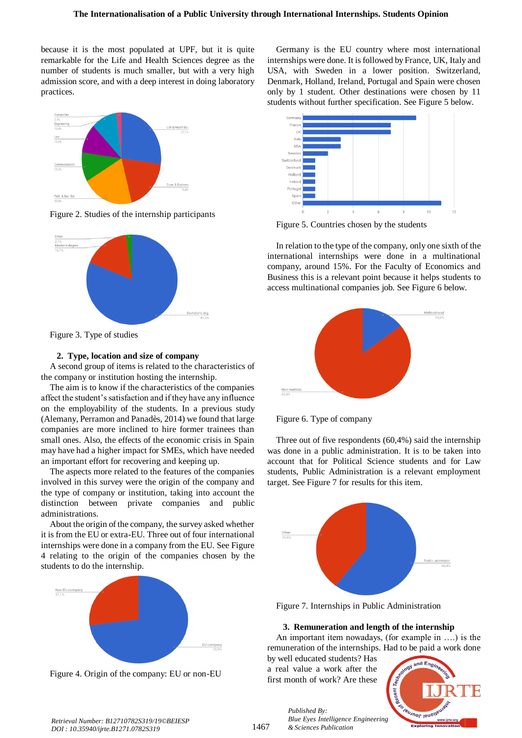because it is the most populated at UPF, but it is quite remarkable for the Life and Health Sciences degree as the number of students is much smaller, but with a very high admission score, and with a deep interest in doing laboratory practices.

Figure 2. Studies of the internship participants

Figure 3. Type of studies

## 2. Type, location and size of company

A second group of items is related to the characteristics of the company or institution hosting the internship.

The aim is to know if the characteristics of the companies affect the student's satisfaction and if they have any influence on the employability of the students. In a previous study (Alemany, Perramon and Panadès, 2014) we found that large companies are more inclined to hire former trainees than small ones. Also, the effects of the economic crisis in Spain may have had a higher impact for SMEs, which have needed an important effort for recovering and keeping up.

The aspects more related to the features of the companies involved in this survey were the origin of the company and the type of company or institution, taking into account the distinction between private companies and public administrations.

About the origin of the company, the survey asked whether it is from the EU or extra-EU. Three out of four international internships were done in a company from the EU. See Figure 4 relating to the origin of the companies chosen by the students to do the internship.

Figure 4. Origin of the company: EU or non-EU

Germany is the EU country where most international internships were done. It is followed by France, UK, Italy and USA, with Sweden in a lower position. Switzerland, Denmark, Holland, Ireland, Portugal and Spain were chosen only by 1 student. Other destinations were chosen by 11 students without further specification. See Figure 5 below.

Figure 5. Countries chosen by the students

In relation to the type of the company, only one sixth of the international internships were done in a multinational company, around 15%. For the Faculty of Economics and Business this is a relevant point because it helps students to access multinational companies job. See Figure 6 below.

Figure 6. Type of company

Three out of five respondents (60,4%) said the internship was done in a public administration. It is to be taken into account that for Political Science students and for Law students, Public Administration is a relevant employment target. See Figure 7 for results for this item.

Figure 7. Internships in Public Administration

## 3. Remuneration and length of the internship

An important item nowadays, (for example in ….) is the remuneration of the internships. Had to be paid a work done by well educated students? Has a real value a work after the first month of work? Are these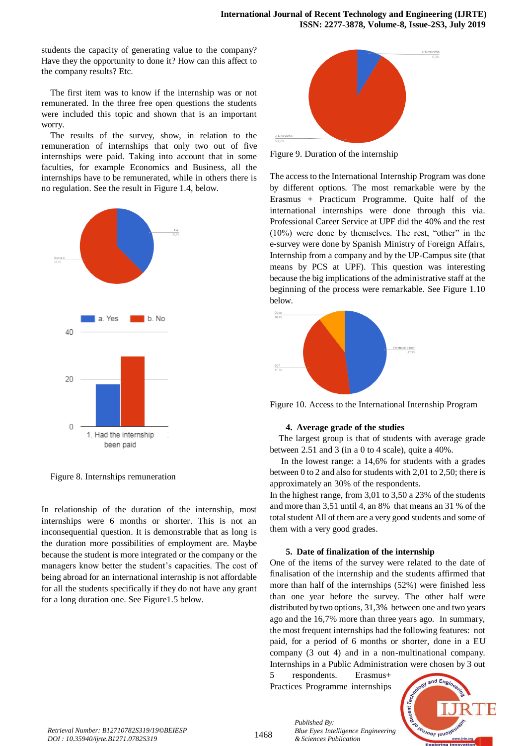students the capacity of generating value to the company? Have they the opportunity to done it? How can this affect to the company results? Etc.

The first item was to know if the internship was or not remunerated. In the three free open questions the students were included this topic and shown that is an important worry.

The results of the survey, show, in relation to the remuneration of internships that only two out of five internships were paid. Taking into account that in some faculties, for example Economics and Business, all the internships have to be remunerated, while in others there is no regulation. See the result in Figure 1.4, below.

Figure 8. Internships remuneration

In relationship of the duration of the internship, most internships were 6 months or shorter. This is not an inconsequential question. It is demonstrable that as long is the duration more possibilities of employment are. Maybe because the student is more integrated or the company or the managers know better the student's capacities. The cost of being abroad for an international internship is not affordable for all the students specifically if they do not have any grant for a long duration one. See Figure1.5 below.

Figure 9. Duration of the internship

The access to the International Internship Program was done by different options. The most remarkable were by the Erasmus + Practicum Programme. Quite half of the international internships were done through this via. Professional Career Service at UPF did the 40% and the rest (10%) were done by themselves. The rest, "other" in the e-survey were done by Spanish Ministry of Foreign Affairs, Internship from a company and by the UP-Campus site (that means by PCS at UPF). This question was interesting because the big implications of the administrative staff at the beginning of the process were remarkable. See Figure 1.10 below.

Figure 10. Access to the International Internship Program

## 4. Average grade of the studies

The largest group is that of students with average grade between 2.51 and 3 (in a 0 to 4 scale), quite a 40%.

In the lowest range: a 14,6% for students with a grades between 0 to 2 and also for students with 2,01 to 2,50; there is approximately an 30% of the respondents.

In the highest range, from 3,01 to 3,50 a 23% of the students and more than 3,51 until 4, an 8% that means an 31 % of the total student All of them are a very good students and some of them with a very good grades.

## 5. Date of finalization of the internship

One of the items of the survey were related to the date of finalisation of the internship and the students affirmed that more than half of the internships (52%) were finished less than one year before the survey. The other half were distributed by two options, 31,3% between one and two years ago and the 16,7% more than three years ago. In summary, the most frequent internships had the following features: not paid, for a period of 6 months or shorter, done in a EU company (3 out 4) and in a non-multinational company. Internships in a Public Administration were chosen by 3 out 5 respondents. Erasmus+ Practices Programme internships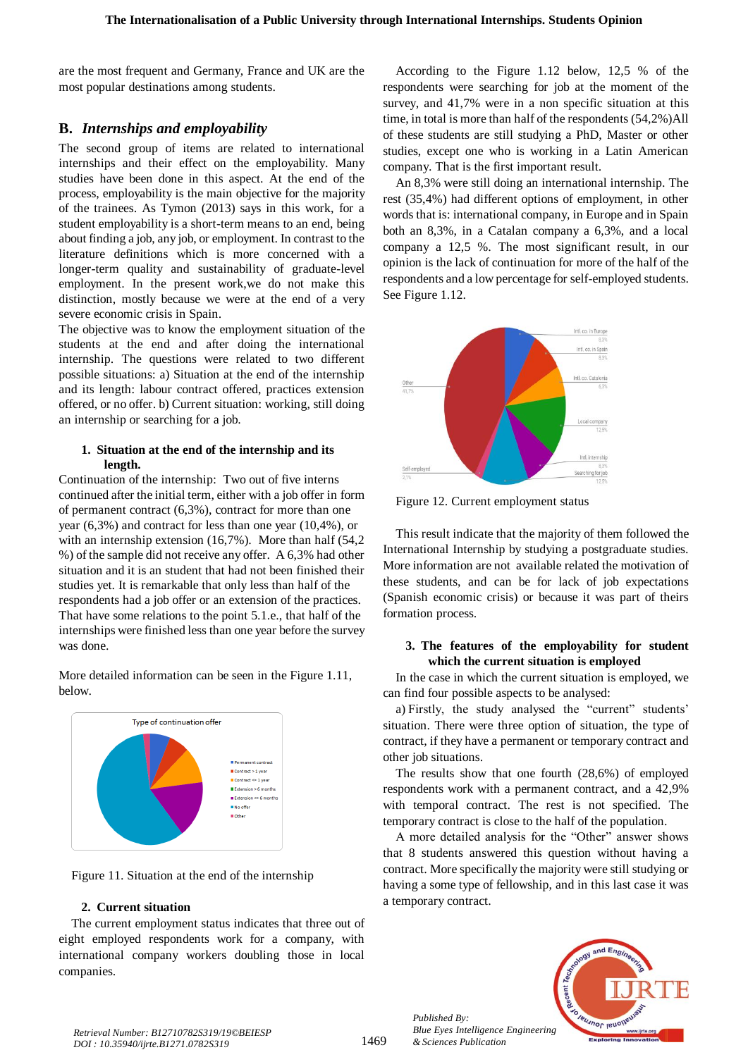are the most frequent and Germany, France and UK are the most popular destinations among students.

## B. *Internships and employability*

The second group of items are related to international internships and their effect on the employability. Many studies have been done in this aspect. At the end of the process, employability is the main objective for the majority of the trainees. As Tymon (2013) says in this work, for a student employability is a short-term means to an end, being about finding a job, any job, or employment. In contrast to the literature definitions which is more concerned with a longer-term quality and sustainability of graduate-level employment. In the present work,we do not make this distinction, mostly because we were at the end of a very severe economic crisis in Spain.

The objective was to know the employment situation of the students at the end and after doing the international internship. The questions were related to two different possible situations: a) Situation at the end of the internship and its length: labour contract offered, practices extension offered, or no offer. b) Current situation: working, still doing an internship or searching for a job.

### 1. Situation at the end of the internship and its length.

Continuation of the internship: Two out of five interns continued after the initial term, either with a job offer in form of permanent contract (6,3%), contract for more than one year (6,3%) and contract for less than one year (10,4%), or with an internship extension (16,7%). More than half (54,2 %) of the sample did not receive any offer. A 6,3% had other situation and it is an student that had not been finished their studies yet. It is remarkable that only less than half of the respondents had a job offer or an extension of the practices. That have some relations to the point 5.1.e., that half of the internships were finished less than one year before the survey was done.

More detailed information can be seen in the Figure 1.11, below.

Figure 11. Situation at the end of the internship

### 2. Current situation

The current employment status indicates that three out of eight employed respondents work for a company, with international company workers doubling those in local companies.

According to the Figure 1.12 below, 12,5 % of the respondents were searching for job at the moment of the survey, and 41,7% were in a non specific situation at this time, in total is more than half of the respondents (54,2%)All of these students are still studying a PhD, Master or other studies, except one who is working in a Latin American company. That is the first important result.

An 8,3% were still doing an international internship. The rest (35,4%) had different options of employment, in other words that is: international company, in Europe and in Spain both an 8,3%, in a Catalan company a 6,3%, and a local company a 12,5 %. The most significant result, in our opinion is the lack of continuation for more of the half of the respondents and a low percentage for self-employed students. See Figure 1.12.

Figure 12. Current employment status

This result indicate that the majority of them followed the International Internship by studying a postgraduate studies. More information are not available related the motivation of these students, and can be for lack of job expectations (Spanish economic crisis) or because it was part of theirs formation process.

### 3. The features of the employability for student which the current situation is employed

In the case in which the current situation is employed, we can find four possible aspects to be analysed:

a) Firstly, the study analysed the "current" students' situation. There were three option of situation, the type of contract, if they have a permanent or temporary contract and other job situations.

The results show that one fourth (28,6%) of employed respondents work with a permanent contract, and a 42,9% with temporal contract. The rest is not specified. The temporary contract is close to the half of the population.

A more detailed analysis for the "Other" answer shows that 8 students answered this question without having a contract. More specifically the majority were still studying or having a some type of fellowship, and in this last case it was a temporary contract.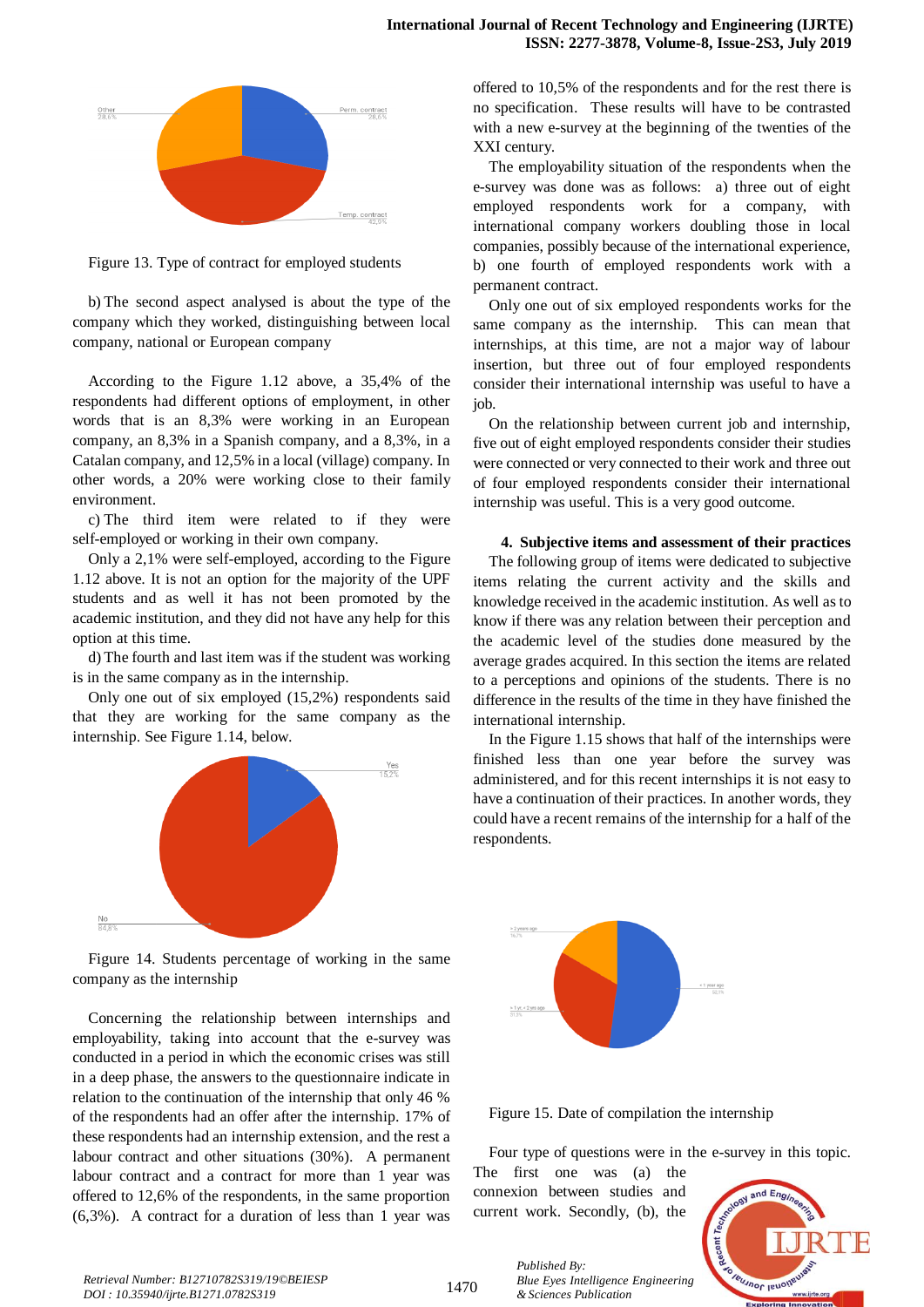Figure 13. Type of contract for employed students

b) The second aspect analysed is about the type of the company which they worked, distinguishing between local company, national or European company

According to the Figure 1.12 above, a 35,4% of the respondents had different options of employment, in other words that is an 8,3% were working in an European company, an 8,3% in a Spanish company, and a 8,3%, in a Catalan company, and 12,5% in a local (village) company. In other words, a 20% were working close to their family environment.

c) The third item were related to if they were self-employed or working in their own company.

Only a 2,1% were self-employed, according to the Figure 1.12 above. It is not an option for the majority of the UPF students and as well it has not been promoted by the academic institution, and they did not have any help for this option at this time.

d) The fourth and last item was if the student was working is in the same company as in the internship.

Only one out of six employed (15,2%) respondents said that they are working for the same company as the internship. See Figure 1.14, below.

Figure 14. Students percentage of working in the same company as the internship

Concerning the relationship between internships and employability, taking into account that the e-survey was conducted in a period in which the economic crises was still in a deep phase, the answers to the questionnaire indicate in relation to the continuation of the internship that only 46 % of the respondents had an offer after the internship. 17% of these respondents had an internship extension, and the rest a labour contract and other situations (30%). A permanent labour contract and a contract for more than 1 year was offered to 12,6% of the respondents, in the same proportion (6,3%). A contract for a duration of less than 1 year was offered to 10,5% of the respondents and for the rest there is no specification. These results will have to be contrasted with a new e-survey at the beginning of the twenties of the XXI century.

The employability situation of the respondents when the e-survey was done was as follows: a) three out of eight employed respondents work for a company, with international company workers doubling those in local companies, possibly because of the international experience, b) one fourth of employed respondents work with a permanent contract.

Only one out of six employed respondents works for the same company as the internship. This can mean that internships, at this time, are not a major way of labour insertion, but three out of four employed respondents consider their international internship was useful to have a job.

On the relationship between current job and internship, five out of eight employed respondents consider their studies were connected or very connected to their work and three out of four employed respondents consider their international internship was useful. This is a very good outcome.

### 4. Subjective items and assessment of their practices

The following group of items were dedicated to subjective items relating the current activity and the skills and knowledge received in the academic institution. As well as to know if there was any relation between their perception and the academic level of the studies done measured by the average grades acquired. In this section the items are related to a perceptions and opinions of the students. There is no difference in the results of the time in they have finished the international internship.

In the Figure 1.15 shows that half of the internships were finished less than one year before the survey was administered, and for this recent internships it is not easy to have a continuation of their practices. In another words, they could have a recent remains of the internship for a half of the respondents.

Figure 15. Date of compilation the internship

Four type of questions were in the e-survey in this topic. The first one was (a) the connexion between studies and current work. Secondly, (b), the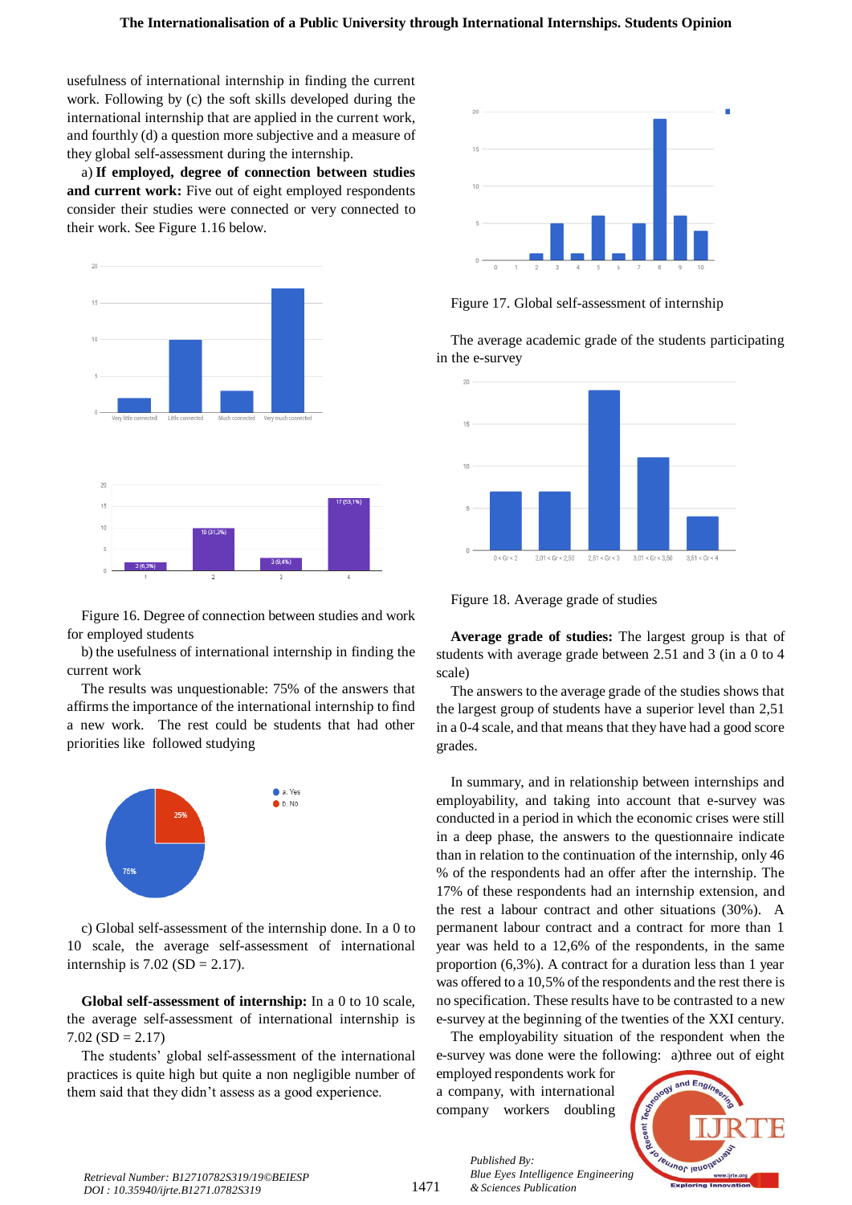usefulness of international internship in finding the current work. Following by (c) the soft skills developed during the international internship that are applied in the current work, and fourthly (d) a question more subjective and a measure of they global self-assessment during the internship.

a) **If employed, degree of connection between studies and current work:** Five out of eight employed respondents consider their studies were connected or very connected to their work. See Figure 1.16 below.

Figure 16. Degree of connection between studies and work for employed students

b) the usefulness of international internship in finding the current work

The results was unquestionable: 75% of the answers that affirms the importance of the international internship to find a new work. The rest could be students that had other priorities like followed studying

c) Global self-assessment of the internship done. In a 0 to 10 scale, the average self-assessment of international internship is 7.02 (SD = 2.17).

**Global self-assessment of internship:** In a 0 to 10 scale, the average self-assessment of international internship is 7.02 (SD = 2.17)

The students' global self-assessment of the international practices is quite high but quite a non negligible number of them said that they didn't assess as a good experience.

Figure 17. Global self-assessment of internship

The average academic grade of the students participating in the e-survey

Figure 18. Average grade of studies

**Average grade of studies:** The largest group is that of students with average grade between 2.51 and 3 (in a 0 to 4 scale)

The answers to the average grade of the studies shows that the largest group of students have a superior level than 2,51 in a 0-4 scale, and that means that they have had a good score grades.

In summary, and in relationship between internships and employability, and taking into account that e-survey was conducted in a period in which the economic crises were still in a deep phase, the answers to the questionnaire indicate than in relation to the continuation of the internship, only 46 % of the respondents had an offer after the internship. The 17% of these respondents had an internship extension, and the rest a labour contract and other situations (30%). A permanent labour contract and a contract for more than 1 year was held to a 12,6% of the respondents, in the same proportion (6,3%). A contract for a duration less than 1 year was offered to a 10,5% of the respondents and the rest there is no specification. These results have to be contrasted to a new e-survey at the beginning of the twenties of the XXI century.

The employability situation of the respondent when the e-survey was done were the following: a)three out of eight employed respondents work for a company, with international company workers doubling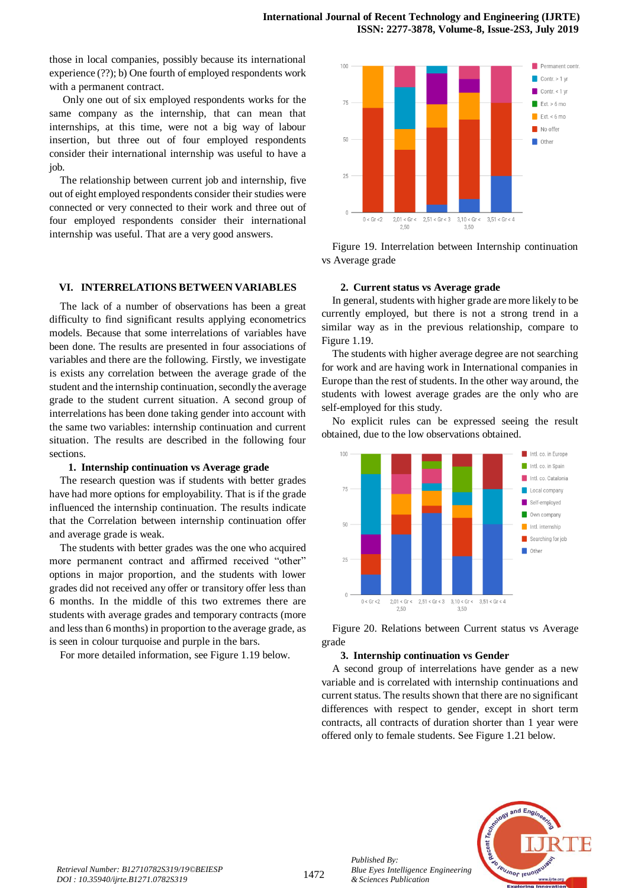those in local companies, possibly because its international experience (??); b) One fourth of employed respondents work with a permanent contract.

Only one out of six employed respondents works for the same company as the internship, that can mean that internships, at this time, were not a big way of labour insertion, but three out of four employed respondents consider their international internship was useful to have a job.

The relationship between current job and internship, five out of eight employed respondents consider their studies were connected or very connected to their work and three out of four employed respondents consider their international internship was useful. That are a very good answers.

## VI. INTERRELATIONS BETWEEN VARIABLES

The lack of a number of observations has been a great difficulty to find significant results applying econometrics models. Because that some interrelations of variables have been done. The results are presented in four associations of variables and there are the following. Firstly, we investigate is exists any correlation between the average grade of the student and the internship continuation, secondly the average grade to the student current situation. A second group of interrelations has been done taking gender into account with the same two variables: internship continuation and current situation. The results are described in the following four sections.

### 1. Internship continuation vs Average grade

The research question was if students with better grades have had more options for employability. That is if the grade influenced the internship continuation. The results indicate that the Correlation between internship continuation offer and average grade is weak.

The students with better grades was the one who acquired more permanent contract and affirmed received "other" options in major proportion, and the students with lower grades did not received any offer or transitory offer less than 6 months. In the middle of this two extremes there are students with average grades and temporary contracts (more and less than 6 months) in proportion to the average grade, as is seen in colour turquoise and purple in the bars.

For more detailed information, see Figure 1.19 below.

Figure 19. Interrelation between Internship continuation vs Average grade

### 2. Current status vs Average grade

In general, students with higher grade are more likely to be currently employed, but there is not a strong trend in a similar way as in the previous relationship, compare to Figure 1.19.

The students with higher average degree are not searching for work and are having work in International companies in Europe than the rest of students. In the other way around, the students with lowest average grades are the only who are self-employed for this study.

No explicit rules can be expressed seeing the result obtained, due to the low observations obtained.

Figure 20. Relations between Current status vs Average grade

### 3. Internship continuation vs Gender

A second group of interrelations have gender as a new variable and is correlated with internship continuations and current status. The results shown that there are no significant differences with respect to gender, except in short term contracts, all contracts of duration shorter than 1 year were offered only to female students. See Figure 1.21 below.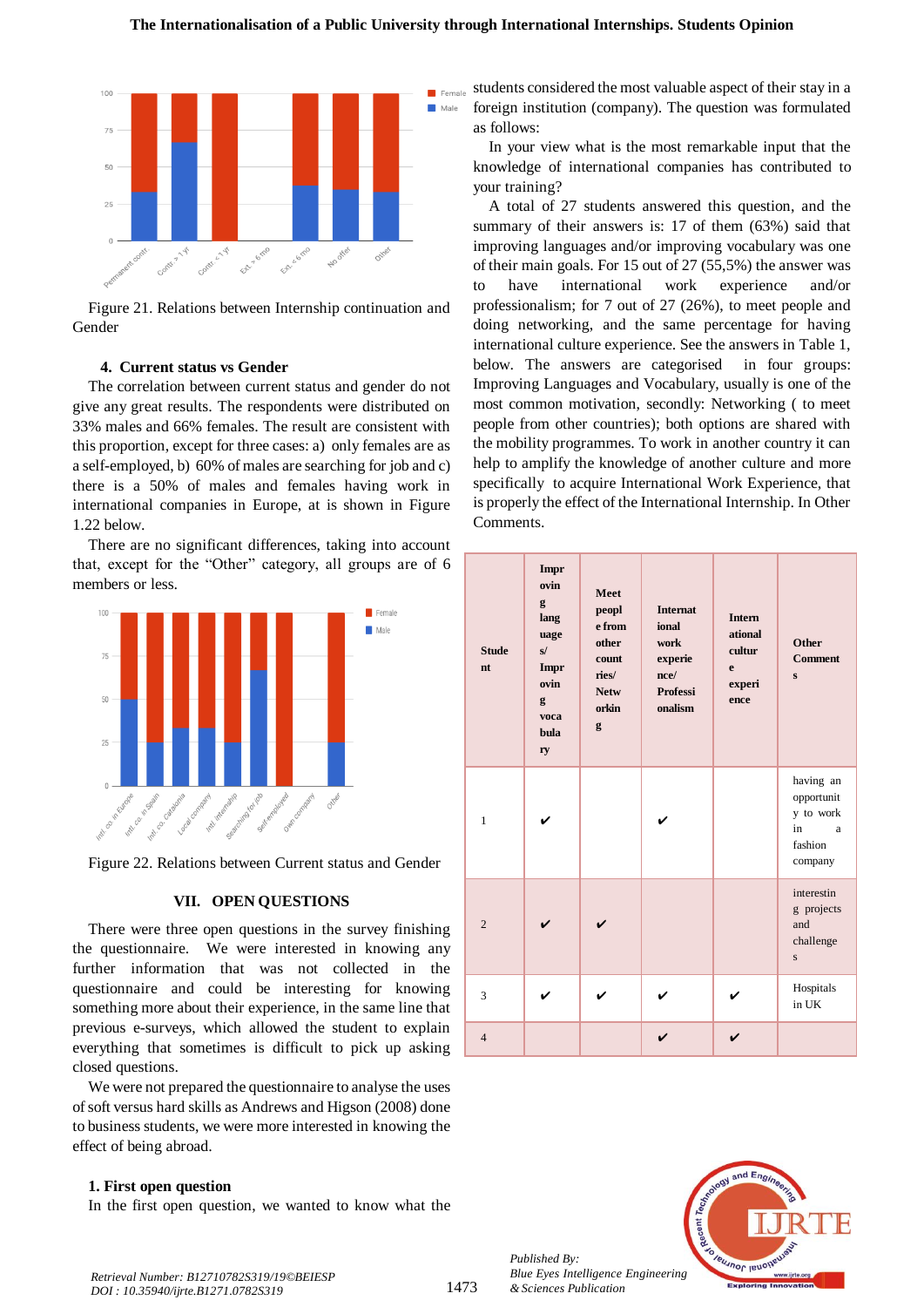Figure 21. Relations between Internship continuation and Gender

### 4. Current status vs Gender

The correlation between current status and gender do not give any great results. The respondents were distributed on 33% males and 66% females. The result are consistent with this proportion, except for three cases: a) only females are as a self-employed, b) 60% of males are searching for job and c) there is a 50% of males and females having work in international companies in Europe, at is shown in Figure 1.22 below.

There are no significant differences, taking into account that, except for the "Other" category, all groups are of 6 members or less.

Figure 22. Relations between Current status and Gender

## VII. OPEN QUESTIONS

There were three open questions in the survey finishing the questionnaire. We were interested in knowing any further information that was not collected in the questionnaire and could be interesting for knowing something more about their experience, in the same line that previous e-surveys, which allowed the student to explain everything that sometimes is difficult to pick up asking closed questions.

We were not prepared the questionnaire to analyse the uses of soft versus hard skills as Andrews and Higson (2008) done to business students, we were more interested in knowing the effect of being abroad.

### 1. First open question

In the first open question, we wanted to know what the students considered the most valuable aspect of their stay in a foreign institution (company). The question was formulated as follows:

In your view what is the most remarkable input that the knowledge of international companies has contributed to your training?

A total of 27 students answered this question, and the summary of their answers is: 17 of them (63%) said that improving languages and/or improving vocabulary was one of their main goals. For 15 out of 27 (55,5%) the answer was to have international work experience and/or professionalism; for 7 out of 27 (26%), to meet people and doing networking, and the same percentage for having international culture experience. See the answers in Table 1, below. The answers are categorised in four groups: Improving Languages and Vocabulary, usually is one of the most common motivation, secondly: Networking ( to meet people from other countries); both options are shared with the mobility programmes. To work in another country it can help to amplify the knowledge of another culture and more specifically to acquire International Work Experience, that is properly the effect of the International Internship. In Other Comments.

| Student | Improving languages/ Improving vocabulary | Meet people from other countries/ Networking | International work experience/ Professionalism | International culture experience | Other Comments |
|---|---|---|---|---|---|
| 1 | ✔ | | ✔ | | having an opportunity to work in a fashion company |
| 2 | ✔ | ✔ | | | interesting projects and challenges |
| 3 | ✔ | ✔ | ✔ | ✔ | Hospitals in UK |
| 4 | | | ✔ | ✔ | |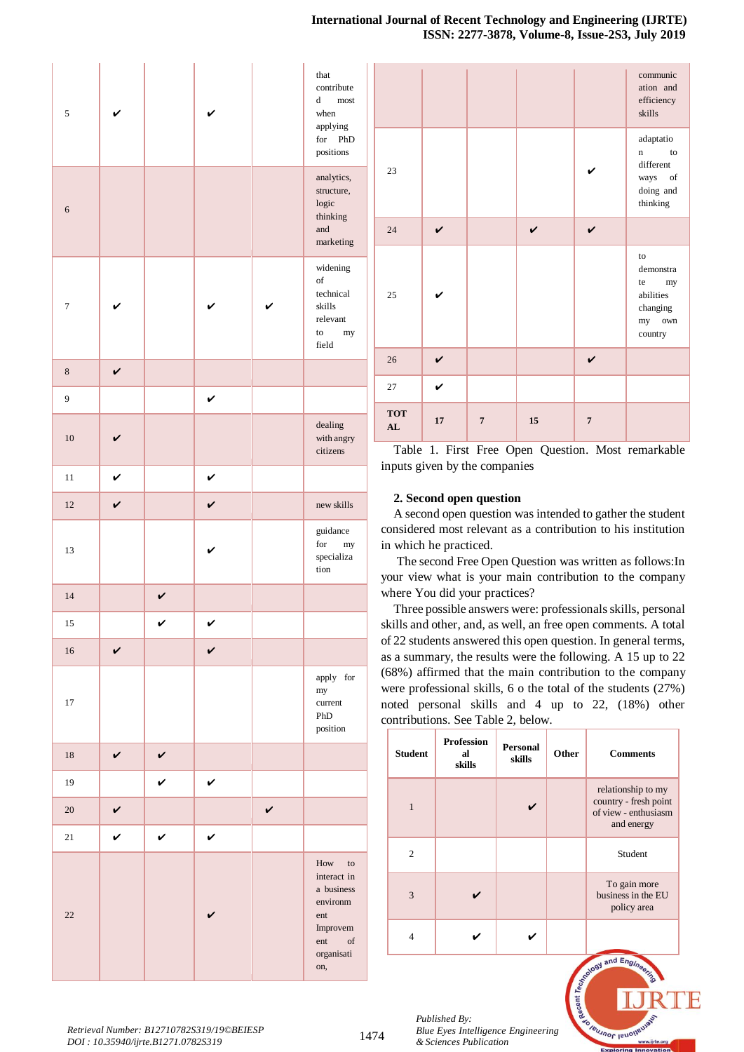| | | | | | |
|---|---|---|---|---|---|
| 5 | ✔ | | ✔ | | that contributed most when applying for PhD positions |
| 6 | | | | | analytics, structure, logic thinking and marketing |
| 7 | ✔ | | ✔ | ✔ | widening of technical skills relevant to my field |
| 8 | ✔ | | | | |
| 9 | | | ✔ | | |
| 10 | ✔ | | | | dealing with angry citizens |
| 11 | ✔ | | ✔ | | |
| 12 | ✔ | | ✔ | | new skills |
| 13 | | | ✔ | | guidance for my specialization |
| 14 | | ✔ | | | |
| 15 | | ✔ | ✔ | | |
| 16 | ✔ | | ✔ | | |
| 17 | | | | | apply for my current PhD position |
| 18 | ✔ | ✔ | | | |
| 19 | | ✔ | ✔ | | |
| 20 | ✔ | | | ✔ | |
| 21 | ✔ | ✔ | ✔ | | |
| 22 | | | ✔ | | How to interact in a business environment Improvement of organisation, communication and efficiency skills |
| 23 | | | | ✔ | adaptation to different ways of doing and thinking |
| 24 | ✔ | | ✔ | ✔ | |
| 25 | ✔ | | | | to demonstrate my abilities changing my own country |
| 26 | ✔ | | | ✔ | |
| 27 | ✔ | | | | |
| **TOTAL** | **17** | **7** | **15** | **7** | |

Table 1. First Free Open Question. Most remarkable inputs given by the companies

**2. Second open question**

A second open question was intended to gather the student considered most relevant as a contribution to his institution in which he practiced.

The second Free Open Question was written as follows:In your view what is your main contribution to the company where You did your practices?

Three possible answers were: professionals skills, personal skills and other, and, as well, an free open comments. A total of 22 students answered this open question. In general terms, as a summary, the results were the following. A 15 up to 22 (68%) affirmed that the main contribution to the company were professional skills, 6 o the total of the students (27%) noted personal skills and 4 up to 22, (18%) other contributions. See Table 2, below.

| Student | Professional skills | Personal skills | Other | Comments |
|---|---|---|---|---|
| 1 | | ✔ | | relationship to my country - fresh point of view - enthusiasm and energy |
| 2 | | | | Student |
| 3 | ✔ | | | To gain more business in the EU policy area |
| 4 | ✔ | ✔ | | |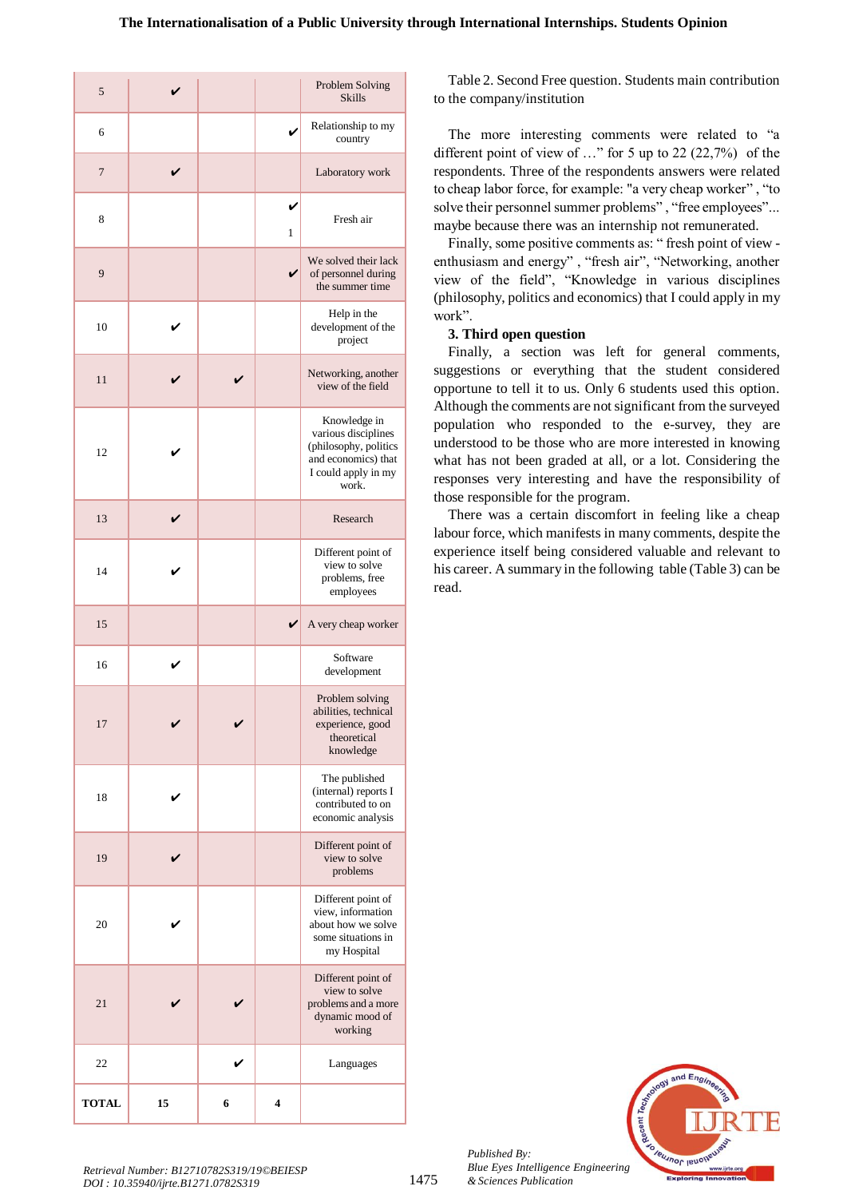| | | | | |
|---|---|---|---|---|
| 5 | ✔ | | | Problem Solving Skills |
| 6 | | | ✔ | Relationship to my country |
| 7 | ✔ | | | Laboratory work |
| 8 | | | ✔ 1 | Fresh air |
| 9 | | | ✔ | We solved their lack of personnel during the summer time |
| 10 | ✔ | | | Help in the development of the project |
| 11 | ✔ | ✔ | | Networking, another view of the field |
| 12 | ✔ | | | Knowledge in various disciplines (philosophy, politics and economics) that I could apply in my work. |
| 13 | ✔ | | | Research |
| 14 | ✔ | | | Different point of view to solve problems, free employees |
| 15 | | | ✔ | A very cheap worker |
| 16 | ✔ | | | Software development |
| 17 | ✔ | ✔ | | Problem solving abilities, technical experience, good theoretical knowledge |
| 18 | ✔ | | | The published (internal) reports I contributed to on economic analysis |
| 19 | ✔ | | | Different point of view to solve problems |
| 20 | ✔ | | | Different point of view, information about how we solve some situations in my Hospital |
| 21 | ✔ | ✔ | | Different point of view to solve problems and a more dynamic mood of working |
| 22 | | ✔ | | Languages |
| **TOTAL** | **15** | **6** | **4** | |

Table 2. Second Free question. Students main contribution to the company/institution

The more interesting comments were related to "a different point of view of …" for 5 up to 22 (22,7%) of the respondents. Three of the respondents answers were related to cheap labor force, for example: "a very cheap worker" , "to solve their personnel summer problems" , "free employees"... maybe because there was an internship not remunerated.

Finally, some positive comments as: " fresh point of view - enthusiasm and energy" , "fresh air", "Networking, another view of the field", "Knowledge in various disciplines (philosophy, politics and economics) that I could apply in my work".

### 3. Third open question

Finally, a section was left for general comments, suggestions or everything that the student considered opportune to tell it to us. Only 6 students used this option. Although the comments are not significant from the surveyed population who responded to the e-survey, they are understood to be those who are more interested in knowing what has not been graded at all, or a lot. Considering the responses very interesting and have the responsibility of those responsible for the program.

There was a certain discomfort in feeling like a cheap labour force, which manifests in many comments, despite the experience itself being considered valuable and relevant to his career. A summary in the following table (Table 3) can be read.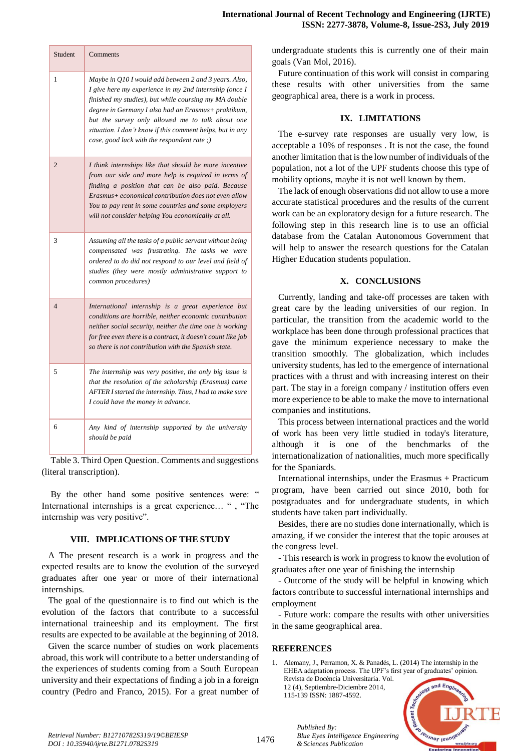| Student | Comments |
|---|---|
| 1 | *Maybe in Q10 I would add between 2 and 3 years. Also, I give here my experience in my 2nd internship (once I finished my studies), but while coursing my MA double degree in Germany I also had an Erasmus+ praktikum, but the survey only allowed me to talk about one situation. I don't know if this comment helps, but in any case, good luck with the respondent rate ;)* |
| 2 | *I think internships like that should be more incentive from our side and more help is required in terms of finding a position that can be also paid. Because Erasmus+ economical contribution does not even allow You to pay rent in some countries and some employers will not consider helping You economically at all.* |
| 3 | *Assuming all the tasks of a public servant without being compensated was frustrating. The tasks we were ordered to do did not respond to our level and field of studies (they were mostly administrative support to common procedures)* |
| 4 | *International internship is a great experience but conditions are horrible, neither economic contribution neither social security, neither the time one is working for free even there is a contract, it doesn't count like job so there is not contribution with the Spanish state.* |
| 5 | *The internship was very positive, the only big issue is that the resolution of the scholarship (Erasmus) came AFTER I started the internship. Thus, I had to make sure I could have the money in advance.* |
| 6 | *Any kind of internship supported by the university should be paid* |

Table 3. Third Open Question. Comments and suggestions (literal transcription).

By the other hand some positive sentences were: " International internships is a great experience… " , "The internship was very positive".

## VIII. IMPLICATIONS OF THE STUDY

A The present research is a work in progress and the expected results are to know the evolution of the surveyed graduates after one year or more of their international internships.

The goal of the questionnaire is to find out which is the evolution of the factors that contribute to a successful international traineeship and its employment. The first results are expected to be available at the beginning of 2018.

Given the scarce number of studies on work placements abroad, this work will contribute to a better understanding of the experiences of students coming from a South European university and their expectations of finding a job in a foreign country (Pedro and Franco, 2015). For a great number of undergraduate students this is currently one of their main goals (Van Mol, 2016).

Future continuation of this work will consist in comparing these results with other universities from the same geographical area, there is a work in process.

## IX. LIMITATIONS

The e-survey rate responses are usually very low, is acceptable a 10% of responses . It is not the case, the found another limitation that is the low number of individuals of the population, not a lot of the UPF students choose this type of mobility options, maybe it is not well known by them.

The lack of enough observations did not allow to use a more accurate statistical procedures and the results of the current work can be as an exploratory design for a future research. The following step in this research line is to use an official database from the Catalan Autonomous Government that will help to answer the research questions for the Catalan Higher Education students population.

## X. CONCLUSIONS

Currently, landing and take-off processes are taken with great care by the leading universities of our region. In particular, the transition from the academic world to the workplace has been done through professional practices that gave the minimum experience necessary to make the transition smoothly. The globalization, which includes university students, has led to the emergence of international practices with a thrust and with increasing interest on their part. The stay in a foreign company / institution offers even more experience to be able to make the move to international companies and institutions.

This process between international practices and the world of work has been very little studied in today's literature, although it is one of the benchmarks of the internationalization of nationalities, much more specifically for the Spaniards.

International internships, under the Erasmus + Practicum program, have been carried out since 2010, both for postgraduates and for undergraduate students, in which students have taken part individually.

Besides, there are no studies done internationally, which is amazing, if we consider the interest that the topic arouses at the congress level.

- This research is work in progress to know the evolution of graduates after one year of finishing the internship
- Outcome of the study will be helpful in knowing which factors contribute to successful international internships and employment
- Future work: compare the results with other universities in the same geographical area.

## REFERENCES

1. Alemany, J., Perramon, X. & Panadés, L. (2014) The internship in the EHEA adaptation process. The UPF's first year of graduates' opinion. Revista de Docència Universitaria. Vol. 12 (4), Septiembre-Diciembre 2014, 115-139 ISSN: 1887-4592.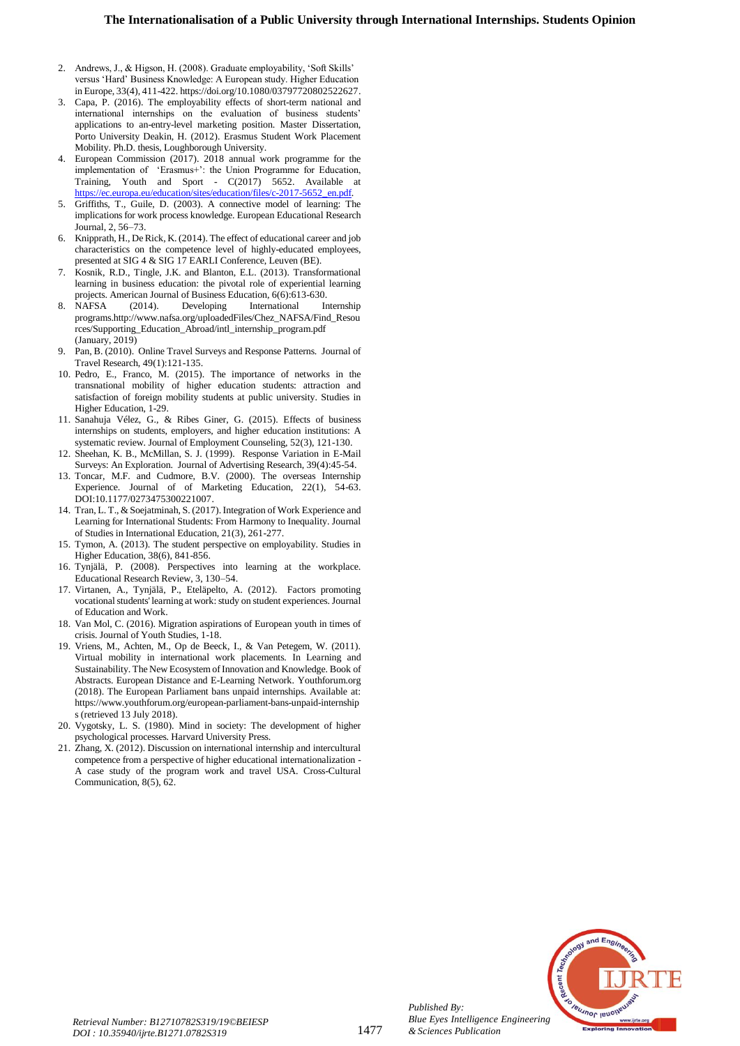2. Andrews, J., & Higson, H. (2008). Graduate employability, 'Soft Skills' versus 'Hard' Business Knowledge: A European study. Higher Education in Europe, 33(4), 411-422. https://doi.org/10.1080/03797720802522627.
3. Capa, P. (2016). The employability effects of short-term national and international internships on the evaluation of business students' applications to an-entry-level marketing position. Master Dissertation, Porto University Deakin, H. (2012). Erasmus Student Work Placement Mobility. Ph.D. thesis, Loughborough University.
4. European Commission (2017). 2018 annual work programme for the implementation of 'Erasmus+': the Union Programme for Education, Training, Youth and Sport - C(2017) 5652. Available at https://ec.europa.eu/education/sites/education/files/c-2017-5652_en.pdf.
5. Griffiths, T., Guile, D. (2003). A connective model of learning: The implications for work process knowledge. European Educational Research Journal, 2, 56–73.
6. Knipprath, H., De Rick, K. (2014). The effect of educational career and job characteristics on the competence level of highly-educated employees, presented at SIG 4 & SIG 17 EARLI Conference, Leuven (BE).
7. Kosnik, R.D., Tingle, J.K. and Blanton, E.L. (2013). Transformational learning in business education: the pivotal role of experiential learning projects. American Journal of Business Education, 6(6):613-630.
8. NAFSA (2014). Developing International Internship programs.http://www.nafsa.org/uploadedFiles/Chez_NAFSA/Find_Resources/Supporting_Education_Abroad/intl_internship_program.pdf (January, 2019)
9. Pan, B. (2010). Online Travel Surveys and Response Patterns. Journal of Travel Research, 49(1):121-135.
10. Pedro, E., Franco, M. (2015). The importance of networks in the transnational mobility of higher education students: attraction and satisfaction of foreign mobility students at public university. Studies in Higher Education, 1-29.
11. Sanahuja Vélez, G., & Ribes Giner, G. (2015). Effects of business internships on students, employers, and higher education institutions: A systematic review. Journal of Employment Counseling, 52(3), 121-130.
12. Sheehan, K. B., McMillan, S. J. (1999). Response Variation in E-Mail Surveys: An Exploration. Journal of Advertising Research, 39(4):45-54.
13. Toncar, M.F. and Cudmore, B.V. (2000). The overseas Internship Experience. Journal of of Marketing Education, 22(1), 54-63. DOI:10.1177/0273475300221007.
14. Tran, L. T., & Soejatminah, S. (2017). Integration of Work Experience and Learning for International Students: From Harmony to Inequality. Journal of Studies in International Education, 21(3), 261-277.
15. Tymon, A. (2013). The student perspective on employability. Studies in Higher Education, 38(6), 841-856.
16. Tynjälä, P. (2008). Perspectives into learning at the workplace. Educational Research Review, 3, 130–54.
17. Virtanen, A., Tynjälä, P., Eteläpelto, A. (2012). Factors promoting vocational students' learning at work: study on student experiences. Journal of Education and Work.
18. Van Mol, C. (2016). Migration aspirations of European youth in times of crisis. Journal of Youth Studies, 1-18.
19. Vriens, M., Achten, M., Op de Beeck, I., & Van Petegem, W. (2011). Virtual mobility in international work placements. In Learning and Sustainability. The New Ecosystem of Innovation and Knowledge. Book of Abstracts. European Distance and E-Learning Network. Youthforum.org (2018). The European Parliament bans unpaid internships. Available at: https://www.youthforum.org/european-parliament-bans-unpaid-internships (retrieved 13 July 2018).
20. Vygotsky, L. S. (1980). Mind in society: The development of higher psychological processes. Harvard University Press.
21. Zhang, X. (2012). Discussion on international internship and intercultural competence from a perspective of higher educational internationalization - A case study of the program work and travel USA. Cross-Cultural Communication, 8(5), 62.